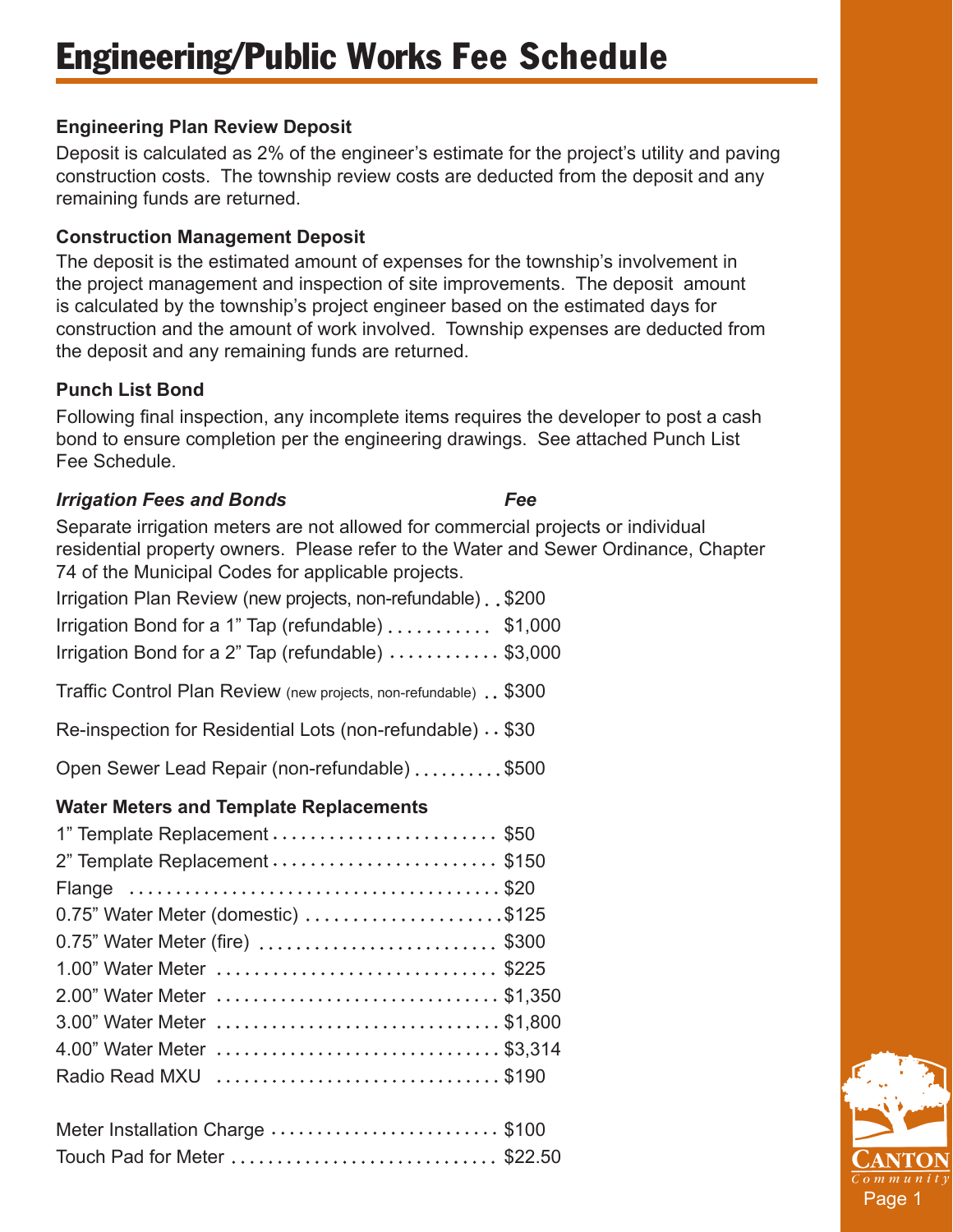# Engineering/Public Works Fee Schedule

### Engineering Plan Review Deposit

Deposit is calculated as 2% of the engineer's estimate for the project's utility and paving construction costs. The township review costs are deducted from the deposit and any remaining funds are returned.

### Construction Management Deposit

The deposit is the estimated amount of expenses for the township's involvement in the project management and inspection of site improvements. The deposit amount is calculated by the township's project engineer based on the estimated days for construction and the amount of work involved. Township expenses are deducted from the deposit and any remaining funds are returned.

### Punch List Bond

Following final inspection, any incomplete items requires the developer to post a cash bond to ensure completion per the engineering drawings. See attached Punch List Fee Schedule.

| ***Irrigation Fees and Bonds*** | ***Fee*** |
|---|---|

Separate irrigation meters are not allowed for commercial projects or individual residential property owners. Please refer to the Water and Sewer Ordinance, Chapter 74 of the Municipal Codes for applicable projects.

| Item | Fee |
|---|---|
| Irrigation Plan Review (new projects, non-refundable) | $200 |
| Irrigation Bond for a 1" Tap (refundable) | $1,000 |
| Irrigation Bond for a 2" Tap (refundable) | $3,000 |
| Traffic Control Plan Review (new projects, non-refundable) | $300 |
| Re-inspection for Residential Lots (non-refundable) | $30 |
| Open Sewer Lead Repair (non-refundable) | $500 |

### Water Meters and Template Replacements

| Item | Fee |
|---|---|
| 1" Template Replacement | $50 |
| 2" Template Replacement | $150 |
| Flange | $20 |
| 0.75" Water Meter (domestic) | $125 |
| 0.75" Water Meter (fire) | $300 |
| 1.00" Water Meter | $225 |
| 2.00" Water Meter | $1,350 |
| 3.00" Water Meter | $1,800 |
| 4.00" Water Meter | $3,314 |
| Radio Read MXU | $190 |
| Meter Installation Charge | $100 |
| Touch Pad for Meter | $22.50 |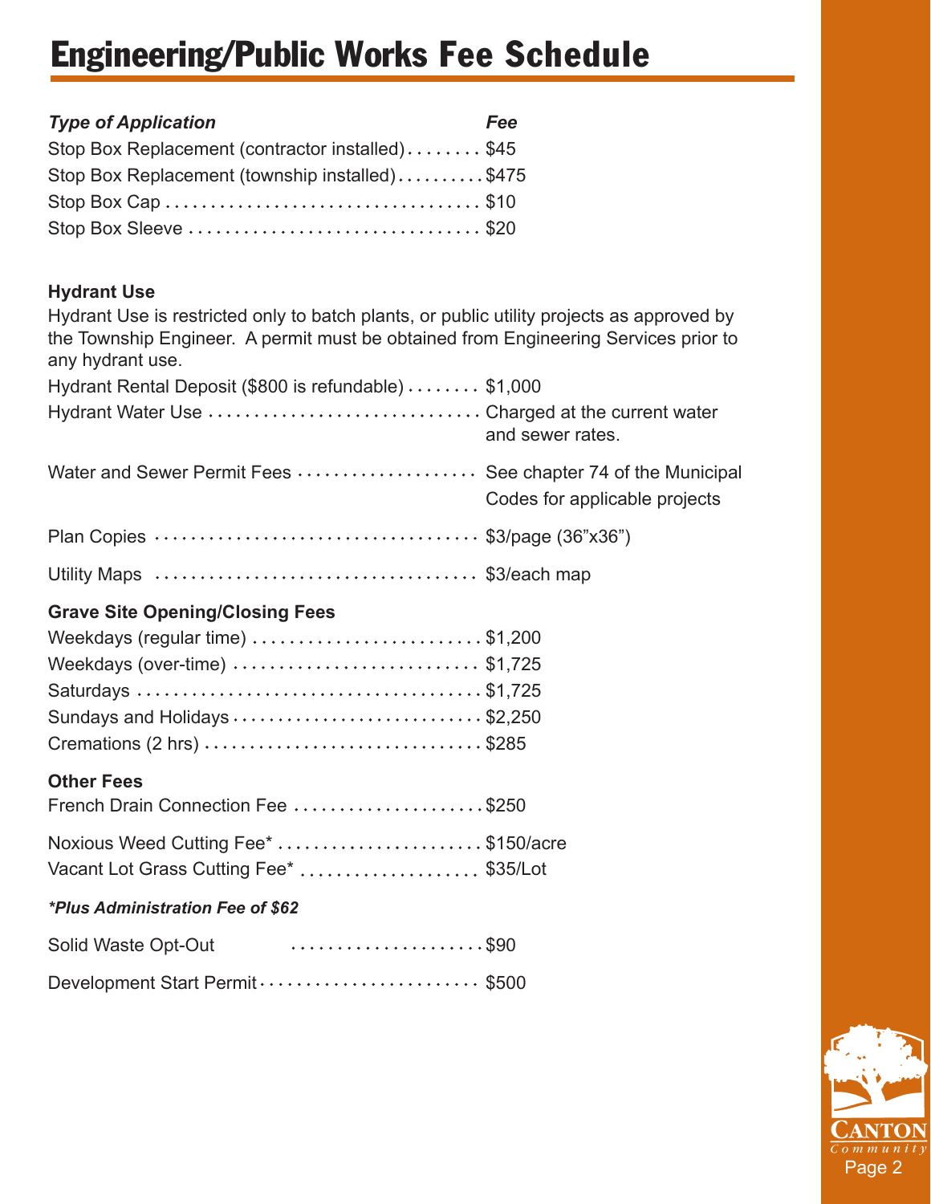# Engineering/Public Works Fee Schedule

| *Type of Application* | *Fee* |
|---|---|
| Stop Box Replacement (contractor installed) | $45 |
| Stop Box Replacement (township installed) | $475 |
| Stop Box Cap | $10 |
| Stop Box Sleeve | $20 |

**Hydrant Use**

Hydrant Use is restricted only to batch plants, or public utility projects as approved by the Township Engineer. A permit must be obtained from Engineering Services prior to any hydrant use.

| | |
|---|---|
| Hydrant Rental Deposit ($800 is refundable) | $1,000 |
| Hydrant Water Use | Charged at the current water and sewer rates. |
| Water and Sewer Permit Fees | See chapter 74 of the Municipal Codes for applicable projects |
| Plan Copies | $3/page (36"x36") |
| Utility Maps | $3/each map |

**Grave Site Opening/Closing Fees**

| | |
|---|---|
| Weekdays (regular time) | $1,200 |
| Weekdays (over-time) | $1,725 |
| Saturdays | $1,725 |
| Sundays and Holidays | $2,250 |
| Cremations (2 hrs) | $285 |

**Other Fees**

| | |
|---|---|
| French Drain Connection Fee | $250 |
| Noxious Weed Cutting Fee* | $150/acre |
| Vacant Lot Grass Cutting Fee* | $35/Lot |

***Plus Administration Fee of $62***

| | |
|---|---|
| Solid Waste Opt-Out | $90 |
| Development Start Permit | $500 |

CANTON
Community